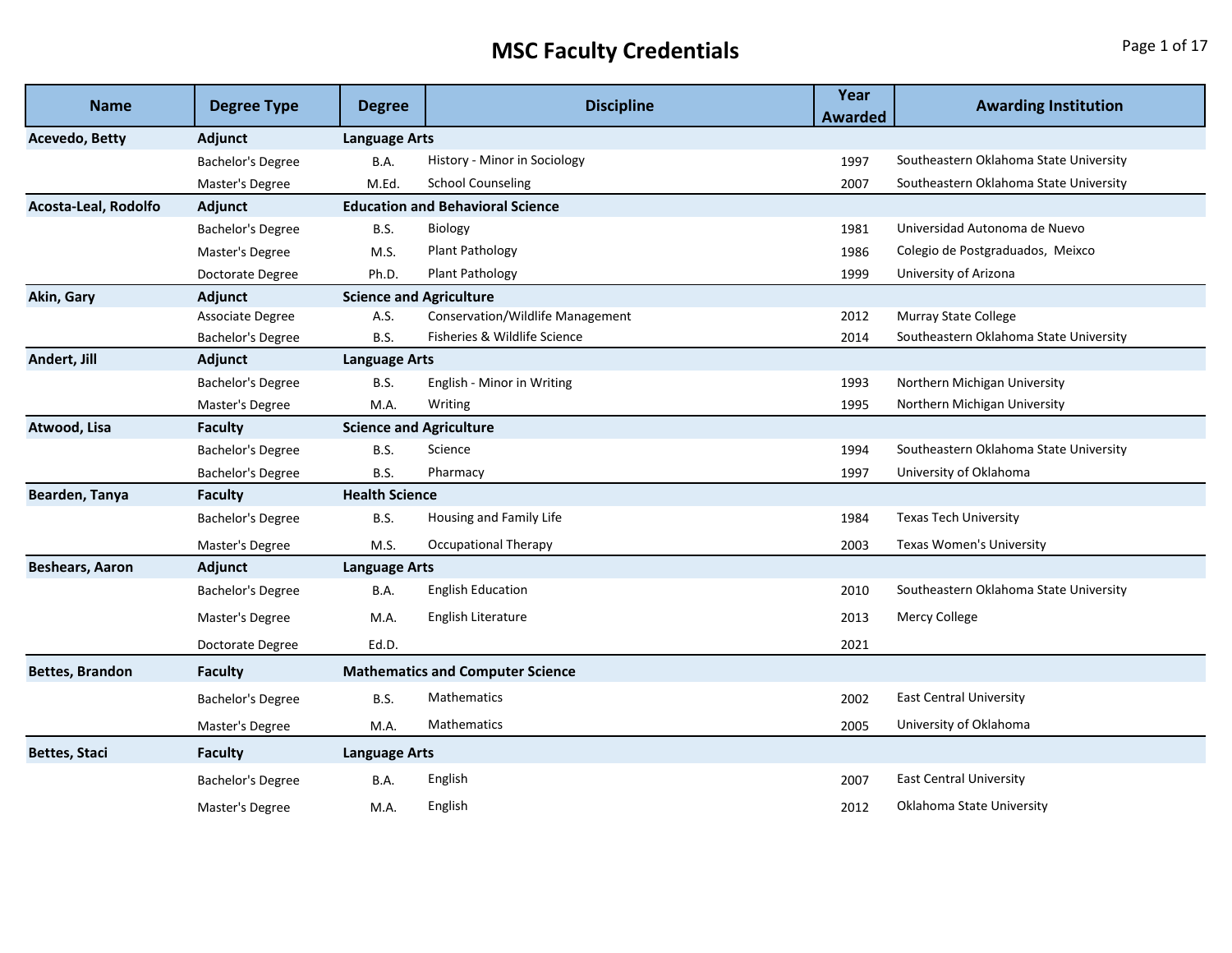# MSC Faculty Credentials

| Name | Degree Type | Degree | Discipline | Year Awarded | Awarding Institution |
|---|---|---|---|---|---|
| **Acevedo, Betty** | **Adjunct** | **Language Arts** | | | |
| | Bachelor's Degree | B.A. | History - Minor in Sociology | 1997 | Southeastern Oklahoma State University |
| | Master's Degree | M.Ed. | School Counseling | 2007 | Southeastern Oklahoma State University |
| **Acosta-Leal, Rodolfo** | **Adjunct** | **Education and Behavioral Science** | | | |
| | Bachelor's Degree | B.S. | Biology | 1981 | Universidad Autonoma de Nuevo |
| | Master's Degree | M.S. | Plant Pathology | 1986 | Colegio de Postgraduados, Meixco |
| | Doctorate Degree | Ph.D. | Plant Pathology | 1999 | University of Arizona |
| **Akin, Gary** | **Adjunct** | **Science and Agriculture** | | | |
| | Associate Degree | A.S. | Conservation/Wildlife Management | 2012 | Murray State College |
| | Bachelor's Degree | B.S. | Fisheries & Wildlife Science | 2014 | Southeastern Oklahoma State University |
| **Andert, Jill** | **Adjunct** | **Language Arts** | | | |
| | Bachelor's Degree | B.S. | English - Minor in Writing | 1993 | Northern Michigan University |
| | Master's Degree | M.A. | Writing | 1995 | Northern Michigan University |
| **Atwood, Lisa** | **Faculty** | **Science and Agriculture** | | | |
| | Bachelor's Degree | B.S. | Science | 1994 | Southeastern Oklahoma State University |
| | Bachelor's Degree | B.S. | Pharmacy | 1997 | University of Oklahoma |
| **Bearden, Tanya** | **Faculty** | **Health Science** | | | |
| | Bachelor's Degree | B.S. | Housing and Family Life | 1984 | Texas Tech University |
| | Master's Degree | M.S. | Occupational Therapy | 2003 | Texas Women's University |
| **Beshears, Aaron** | **Adjunct** | **Language Arts** | | | |
| | Bachelor's Degree | B.A. | English Education | 2010 | Southeastern Oklahoma State University |
| | Master's Degree | M.A. | English Literature | 2013 | Mercy College |
| | Doctorate Degree | Ed.D. | | 2021 | |
| **Bettes, Brandon** | **Faculty** | **Mathematics and Computer Science** | | | |
| | Bachelor's Degree | B.S. | Mathematics | 2002 | East Central University |
| | Master's Degree | M.A. | Mathematics | 2005 | University of Oklahoma |
| **Bettes, Staci** | **Faculty** | **Language Arts** | | | |
| | Bachelor's Degree | B.A. | English | 2007 | East Central University |
| | Master's Degree | M.A. | English | 2012 | Oklahoma State University |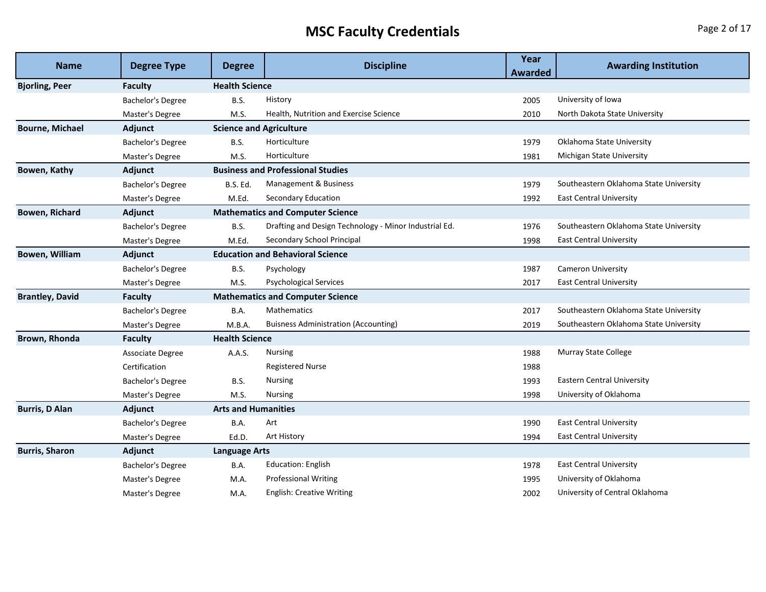# MSC Faculty Credentials

| Name | Degree Type | Degree | Discipline | Year Awarded | Awarding Institution |
|---|---|---|---|---|---|
| **Bjorling, Peer** | **Faculty** | **Health Science** | | | |
| | Bachelor's Degree | B.S. | History | 2005 | University of Iowa |
| | Master's Degree | M.S. | Health, Nutrition and Exercise Science | 2010 | North Dakota State University |
| **Bourne, Michael** | **Adjunct** | **Science and Agriculture** | | | |
| | Bachelor's Degree | B.S. | Horticulture | 1979 | Oklahoma State University |
| | Master's Degree | M.S. | Horticulture | 1981 | Michigan State University |
| **Bowen, Kathy** | **Adjunct** | **Business and Professional Studies** | | | |
| | Bachelor's Degree | B.S. Ed. | Management & Business | 1979 | Southeastern Oklahoma State University |
| | Master's Degree | M.Ed. | Secondary Education | 1992 | East Central University |
| **Bowen, Richard** | **Adjunct** | **Mathematics and Computer Science** | | | |
| | Bachelor's Degree | B.S. | Drafting and Design Technology - Minor Industrial Ed. | 1976 | Southeastern Oklahoma State University |
| | Master's Degree | M.Ed. | Secondary School Principal | 1998 | East Central University |
| **Bowen, William** | **Adjunct** | **Education and Behavioral Science** | | | |
| | Bachelor's Degree | B.S. | Psychology | 1987 | Cameron University |
| | Master's Degree | M.S. | Psychological Services | 2017 | East Central University |
| **Brantley, David** | **Faculty** | **Mathematics and Computer Science** | | | |
| | Bachelor's Degree | B.A. | Mathematics | 2017 | Southeastern Oklahoma State University |
| | Master's Degree | M.B.A. | Buisness Administration (Accounting) | 2019 | Southeastern Oklahoma State University |
| **Brown, Rhonda** | **Faculty** | **Health Science** | | | |
| | Associate Degree | A.A.S. | Nursing | 1988 | Murray State College |
| | Certification | | Registered Nurse | 1988 | |
| | Bachelor's Degree | B.S. | Nursing | 1993 | Eastern Central University |
| | Master's Degree | M.S. | Nursing | 1998 | University of Oklahoma |
| **Burris, D Alan** | **Adjunct** | **Arts and Humanities** | | | |
| | Bachelor's Degree | B.A. | Art | 1990 | East Central University |
| | Master's Degree | Ed.D. | Art History | 1994 | East Central University |
| **Burris, Sharon** | **Adjunct** | **Language Arts** | | | |
| | Bachelor's Degree | B.A. | Education: English | 1978 | East Central University |
| | Master's Degree | M.A. | Professional Writing | 1995 | University of Oklahoma |
| | Master's Degree | M.A. | English: Creative Writing | 2002 | University of Central Oklahoma |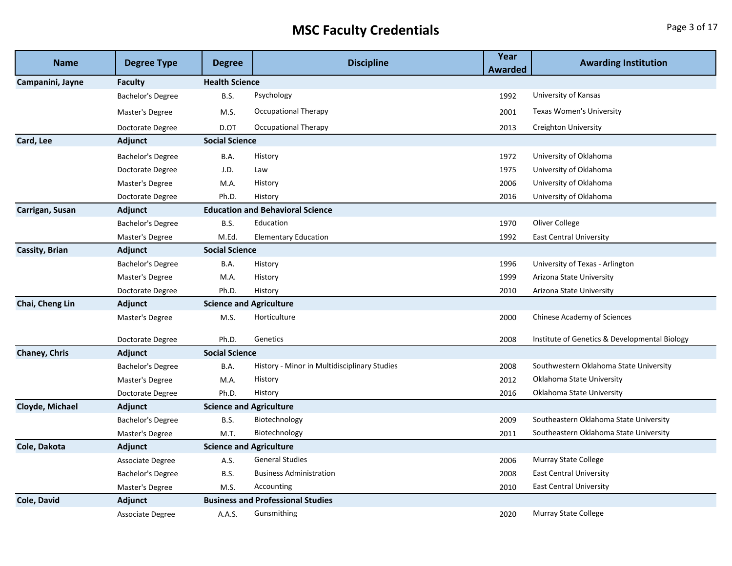# MSC Faculty Credentials

| Name | Degree Type | Degree | Discipline | Year Awarded | Awarding Institution |
|---|---|---|---|---|---|
| **Campanini, Jayne** | **Faculty** | **Health Science** | | | |
| | Bachelor's Degree | B.S. | Psychology | 1992 | University of Kansas |
| | Master's Degree | M.S. | Occupational Therapy | 2001 | Texas Women's University |
| | Doctorate Degree | D.OT | Occupational Therapy | 2013 | Creighton University |
| **Card, Lee** | **Adjunct** | **Social Science** | | | |
| | Bachelor's Degree | B.A. | History | 1972 | University of Oklahoma |
| | Doctorate Degree | J.D. | Law | 1975 | University of Oklahoma |
| | Master's Degree | M.A. | History | 2006 | University of Oklahoma |
| | Doctorate Degree | Ph.D. | History | 2016 | University of Oklahoma |
| **Carrigan, Susan** | **Adjunct** | **Education and Behavioral Science** | | | |
| | Bachelor's Degree | B.S. | Education | 1970 | Oliver College |
| | Master's Degree | M.Ed. | Elementary Education | 1992 | East Central University |
| **Cassity, Brian** | **Adjunct** | **Social Science** | | | |
| | Bachelor's Degree | B.A. | History | 1996 | University of Texas - Arlington |
| | Master's Degree | M.A. | History | 1999 | Arizona State University |
| | Doctorate Degree | Ph.D. | History | 2010 | Arizona State University |
| **Chai, Cheng Lin** | **Adjunct** | **Science and Agriculture** | | | |
| | Master's Degree | M.S. | Horticulture | 2000 | Chinese Academy of Sciences |
| | Doctorate Degree | Ph.D. | Genetics | 2008 | Institute of Genetics & Developmental Biology |
| **Chaney, Chris** | **Adjunct** | **Social Science** | | | |
| | Bachelor's Degree | B.A. | History - Minor in Multidisciplinary Studies | 2008 | Southwestern Oklahoma State University |
| | Master's Degree | M.A. | History | 2012 | Oklahoma State University |
| | Doctorate Degree | Ph.D. | History | 2016 | Oklahoma State University |
| **Cloyde, Michael** | **Adjunct** | **Science and Agriculture** | | | |
| | Bachelor's Degree | B.S. | Biotechnology | 2009 | Southeastern Oklahoma State University |
| | Master's Degree | M.T. | Biotechnology | 2011 | Southeastern Oklahoma State University |
| **Cole, Dakota** | **Adjunct** | **Science and Agriculture** | | | |
| | Associate Degree | A.S. | General Studies | 2006 | Murray State College |
| | Bachelor's Degree | B.S. | Business Administration | 2008 | East Central University |
| | Master's Degree | M.S. | Accounting | 2010 | East Central University |
| **Cole, David** | **Adjunct** | **Business and Professional Studies** | | | |
| | Associate Degree | A.A.S. | Gunsmithing | 2020 | Murray State College |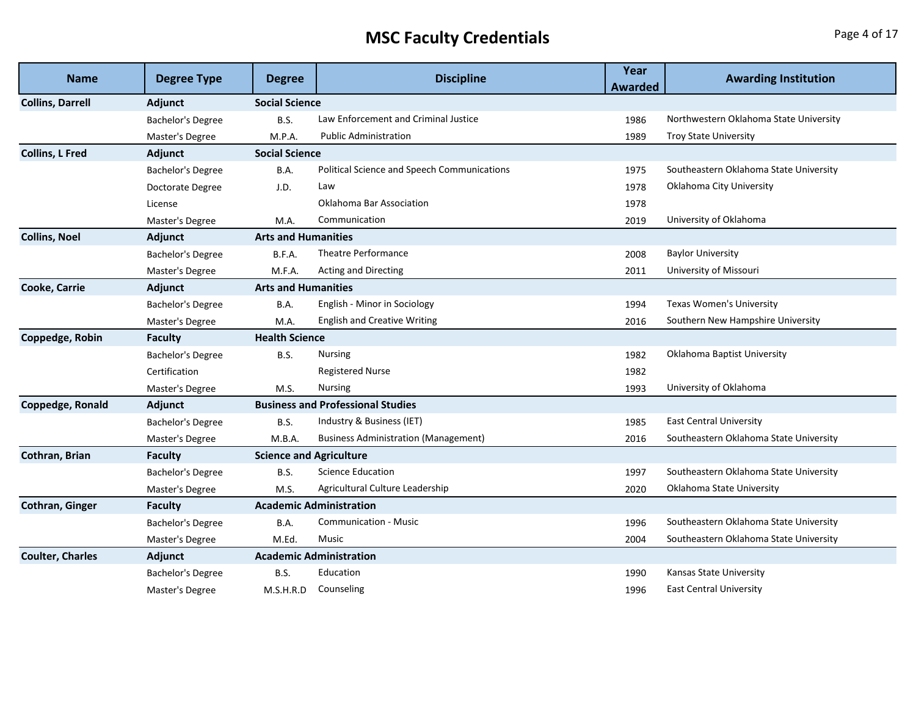# MSC Faculty Credentials

| Name | Degree Type | Degree | Discipline | Year Awarded | Awarding Institution |
|---|---|---|---|---|---|
| **Collins, Darrell** | **Adjunct** | **Social Science** | | | |
| | Bachelor's Degree | B.S. | Law Enforcement and Criminal Justice | 1986 | Northwestern Oklahoma State University |
| | Master's Degree | M.P.A. | Public Administration | 1989 | Troy State University |
| **Collins, L Fred** | **Adjunct** | **Social Science** | | | |
| | Bachelor's Degree | B.A. | Political Science and Speech Communications | 1975 | Southeastern Oklahoma State University |
| | Doctorate Degree | J.D. | Law | 1978 | Oklahoma City University |
| | License | | Oklahoma Bar Association | 1978 | |
| | Master's Degree | M.A. | Communication | 2019 | University of Oklahoma |
| **Collins, Noel** | **Adjunct** | **Arts and Humanities** | | | |
| | Bachelor's Degree | B.F.A. | Theatre Performance | 2008 | Baylor University |
| | Master's Degree | M.F.A. | Acting and Directing | 2011 | University of Missouri |
| **Cooke, Carrie** | **Adjunct** | **Arts and Humanities** | | | |
| | Bachelor's Degree | B.A. | English - Minor in Sociology | 1994 | Texas Women's University |
| | Master's Degree | M.A. | English and Creative Writing | 2016 | Southern New Hampshire University |
| **Coppedge, Robin** | **Faculty** | **Health Science** | | | |
| | Bachelor's Degree | B.S. | Nursing | 1982 | Oklahoma Baptist University |
| | Certification | | Registered Nurse | 1982 | |
| | Master's Degree | M.S. | Nursing | 1993 | University of Oklahoma |
| **Coppedge, Ronald** | **Adjunct** | **Business and Professional Studies** | | | |
| | Bachelor's Degree | B.S. | Industry & Business (IET) | 1985 | East Central University |
| | Master's Degree | M.B.A. | Business Administration (Management) | 2016 | Southeastern Oklahoma State University |
| **Cothran, Brian** | **Faculty** | **Science and Agriculture** | | | |
| | Bachelor's Degree | B.S. | Science Education | 1997 | Southeastern Oklahoma State University |
| | Master's Degree | M.S. | Agricultural Culture Leadership | 2020 | Oklahoma State University |
| **Cothran, Ginger** | **Faculty** | **Academic Administration** | | | |
| | Bachelor's Degree | B.A. | Communication - Music | 1996 | Southeastern Oklahoma State University |
| | Master's Degree | M.Ed. | Music | 2004 | Southeastern Oklahoma State University |
| **Coulter, Charles** | **Adjunct** | **Academic Administration** | | | |
| | Bachelor's Degree | B.S. | Education | 1990 | Kansas State University |
| | Master's Degree | M.S.H.R.D | Counseling | 1996 | East Central University |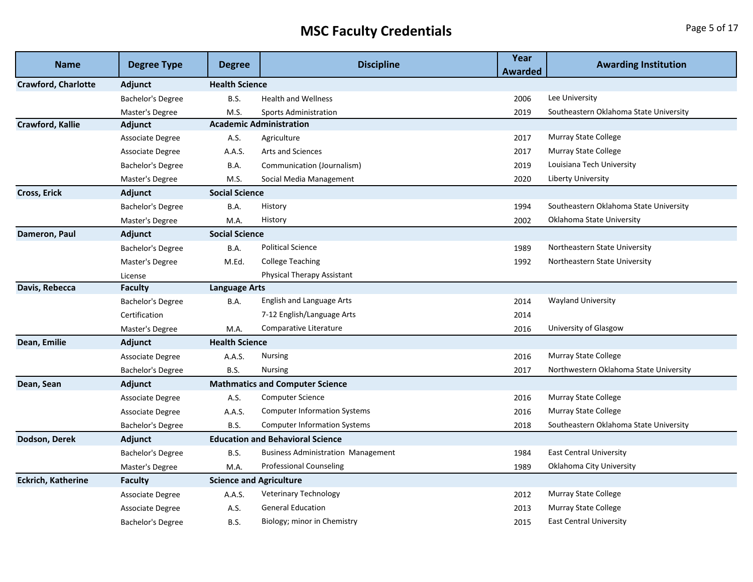# MSC Faculty Credentials

| Name | Degree Type | Degree | Discipline | Year Awarded | Awarding Institution |
|---|---|---|---|---|---|
| **Crawford, Charlotte** | **Adjunct** | **Health Science** | | | |
| | Bachelor's Degree | B.S. | Health and Wellness | 2006 | Lee University |
| | Master's Degree | M.S. | Sports Administration | 2019 | Southeastern Oklahoma State University |
| **Crawford, Kallie** | **Adjunct** | **Academic Administration** | | | |
| | Associate Degree | A.S. | Agriculture | 2017 | Murray State College |
| | Associate Degree | A.A.S. | Arts and Sciences | 2017 | Murray State College |
| | Bachelor's Degree | B.A. | Communication (Journalism) | 2019 | Louisiana Tech University |
| | Master's Degree | M.S. | Social Media Management | 2020 | Liberty University |
| **Cross, Erick** | **Adjunct** | **Social Science** | | | |
| | Bachelor's Degree | B.A. | History | 1994 | Southeastern Oklahoma State University |
| | Master's Degree | M.A. | History | 2002 | Oklahoma State University |
| **Dameron, Paul** | **Adjunct** | **Social Science** | | | |
| | Bachelor's Degree | B.A. | Political Science | 1989 | Northeastern State University |
| | Master's Degree | M.Ed. | College Teaching | 1992 | Northeastern State University |
| | License | | Physical Therapy Assistant | | |
| **Davis, Rebecca** | **Faculty** | **Language Arts** | | | |
| | Bachelor's Degree | B.A. | English and Language Arts | 2014 | Wayland University |
| | Certification | | 7-12 English/Language Arts | 2014 | |
| | Master's Degree | M.A. | Comparative Literature | 2016 | University of Glasgow |
| **Dean, Emilie** | **Adjunct** | **Health Science** | | | |
| | Associate Degree | A.A.S. | Nursing | 2016 | Murray State College |
| | Bachelor's Degree | B.S. | Nursing | 2017 | Northwestern Oklahoma State University |
| **Dean, Sean** | **Adjunct** | **Mathmatics and Computer Science** | | | |
| | Associate Degree | A.S. | Computer Science | 2016 | Murray State College |
| | Associate Degree | A.A.S. | Computer Information Systems | 2016 | Murray State College |
| | Bachelor's Degree | B.S. | Computer Information Systems | 2018 | Southeastern Oklahoma State University |
| **Dodson, Derek** | **Adjunct** | **Education and Behavioral Science** | | | |
| | Bachelor's Degree | B.S. | Business Administration Management | 1984 | East Central University |
| | Master's Degree | M.A. | Professional Counseling | 1989 | Oklahoma City University |
| **Eckrich, Katherine** | **Faculty** | **Science and Agriculture** | | | |
| | Associate Degree | A.A.S. | Veterinary Technology | 2012 | Murray State College |
| | Associate Degree | A.S. | General Education | 2013 | Murray State College |
| | Bachelor's Degree | B.S. | Biology; minor in Chemistry | 2015 | East Central University |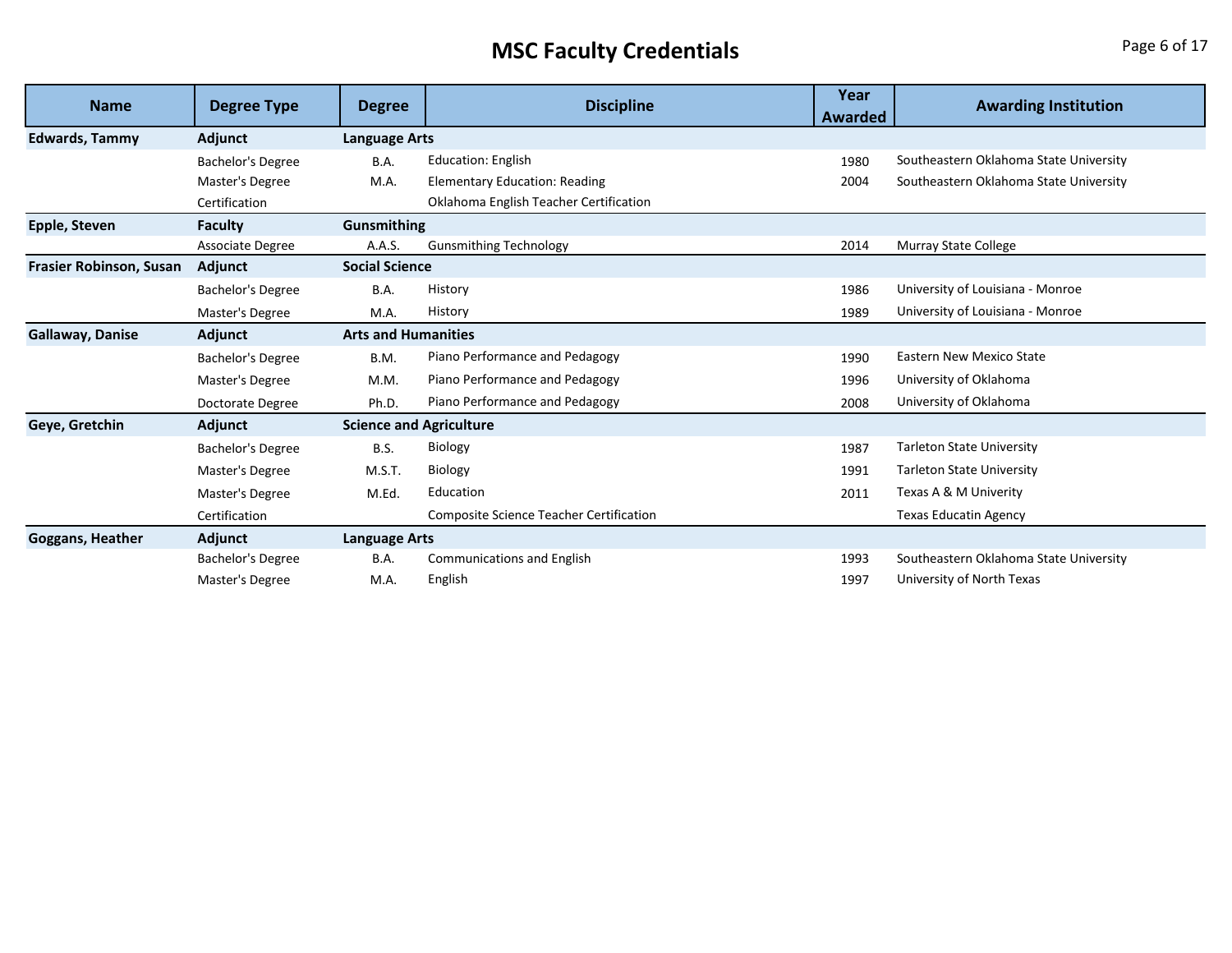# MSC Faculty Credentials

| Name | Degree Type | Degree | Discipline | Year Awarded | Awarding Institution |
| --- | --- | --- | --- | --- | --- |
| **Edwards, Tammy** | **Adjunct** | **Language Arts** | | | |
| | Bachelor's Degree | B.A. | Education: English | 1980 | Southeastern Oklahoma State University |
| | Master's Degree | M.A. | Elementary Education: Reading | 2004 | Southeastern Oklahoma State University |
| | Certification | | Oklahoma English Teacher Certification | | |
| **Epple, Steven** | **Faculty** | **Gunsmithing** | | | |
| | Associate Degree | A.A.S. | Gunsmithing Technology | 2014 | Murray State College |
| **Frasier Robinson, Susan** | **Adjunct** | **Social Science** | | | |
| | Bachelor's Degree | B.A. | History | 1986 | University of Louisiana - Monroe |
| | Master's Degree | M.A. | History | 1989 | University of Louisiana - Monroe |
| **Gallaway, Danise** | **Adjunct** | **Arts and Humanities** | | | |
| | Bachelor's Degree | B.M. | Piano Performance and Pedagogy | 1990 | Eastern New Mexico State |
| | Master's Degree | M.M. | Piano Performance and Pedagogy | 1996 | University of Oklahoma |
| | Doctorate Degree | Ph.D. | Piano Performance and Pedagogy | 2008 | University of Oklahoma |
| **Geye, Gretchin** | **Adjunct** | **Science and Agriculture** | | | |
| | Bachelor's Degree | B.S. | Biology | 1987 | Tarleton State University |
| | Master's Degree | M.S.T. | Biology | 1991 | Tarleton State University |
| | Master's Degree | M.Ed. | Education | 2011 | Texas A & M Univerity |
| | Certification | | Composite Science Teacher Certification | | Texas Educatin Agency |
| **Goggans, Heather** | **Adjunct** | **Language Arts** | | | |
| | Bachelor's Degree | B.A. | Communications and English | 1993 | Southeastern Oklahoma State University |
| | Master's Degree | M.A. | English | 1997 | University of North Texas |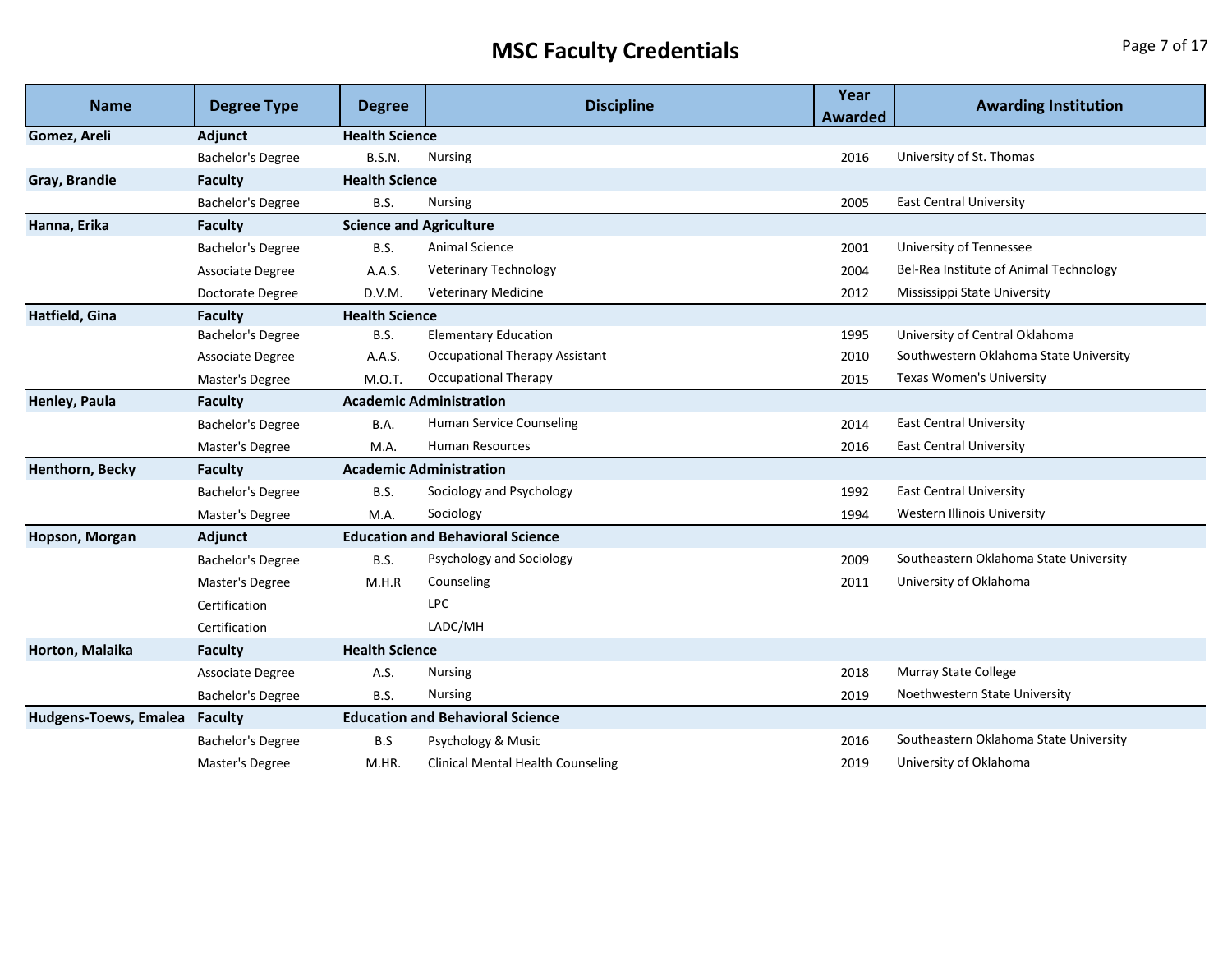# MSC Faculty Credentials

| Name | Degree Type | Degree | Discipline | Year Awarded | Awarding Institution |
|---|---|---|---|---|---|
| **Gomez, Areli** | **Adjunct** | **Health Science** | | | |
| | Bachelor's Degree | B.S.N. | Nursing | 2016 | University of St. Thomas |
| **Gray, Brandie** | **Faculty** | **Health Science** | | | |
| | Bachelor's Degree | B.S. | Nursing | 2005 | East Central University |
| **Hanna, Erika** | **Faculty** | **Science and Agriculture** | | | |
| | Bachelor's Degree | B.S. | Animal Science | 2001 | University of Tennessee |
| | Associate Degree | A.A.S. | Veterinary Technology | 2004 | Bel-Rea Institute of Animal Technology |
| | Doctorate Degree | D.V.M. | Veterinary Medicine | 2012 | Mississippi State University |
| **Hatfield, Gina** | **Faculty** | **Health Science** | | | |
| | Bachelor's Degree | B.S. | Elementary Education | 1995 | University of Central Oklahoma |
| | Associate Degree | A.A.S. | Occupational Therapy Assistant | 2010 | Southwestern Oklahoma State University |
| | Master's Degree | M.O.T. | Occupational Therapy | 2015 | Texas Women's University |
| **Henley, Paula** | **Faculty** | **Academic Administration** | | | |
| | Bachelor's Degree | B.A. | Human Service Counseling | 2014 | East Central University |
| | Master's Degree | M.A. | Human Resources | 2016 | East Central University |
| **Henthorn, Becky** | **Faculty** | **Academic Administration** | | | |
| | Bachelor's Degree | B.S. | Sociology and Psychology | 1992 | East Central University |
| | Master's Degree | M.A. | Sociology | 1994 | Western Illinois University |
| **Hopson, Morgan** | **Adjunct** | **Education and Behavioral Science** | | | |
| | Bachelor's Degree | B.S. | Psychology and Sociology | 2009 | Southeastern Oklahoma State University |
| | Master's Degree | M.H.R | Counseling | 2011 | University of Oklahoma |
| | Certification | | LPC | | |
| | Certification | | LADC/MH | | |
| **Horton, Malaika** | **Faculty** | **Health Science** | | | |
| | Associate Degree | A.S. | Nursing | 2018 | Murray State College |
| | Bachelor's Degree | B.S. | Nursing | 2019 | Noethwestern State University |
| **Hudgens-Toews, Emalea** | **Faculty** | **Education and Behavioral Science** | | | |
| | Bachelor's Degree | B.S | Psychology & Music | 2016 | Southeastern Oklahoma State University |
| | Master's Degree | M.HR. | Clinical Mental Health Counseling | 2019 | University of Oklahoma |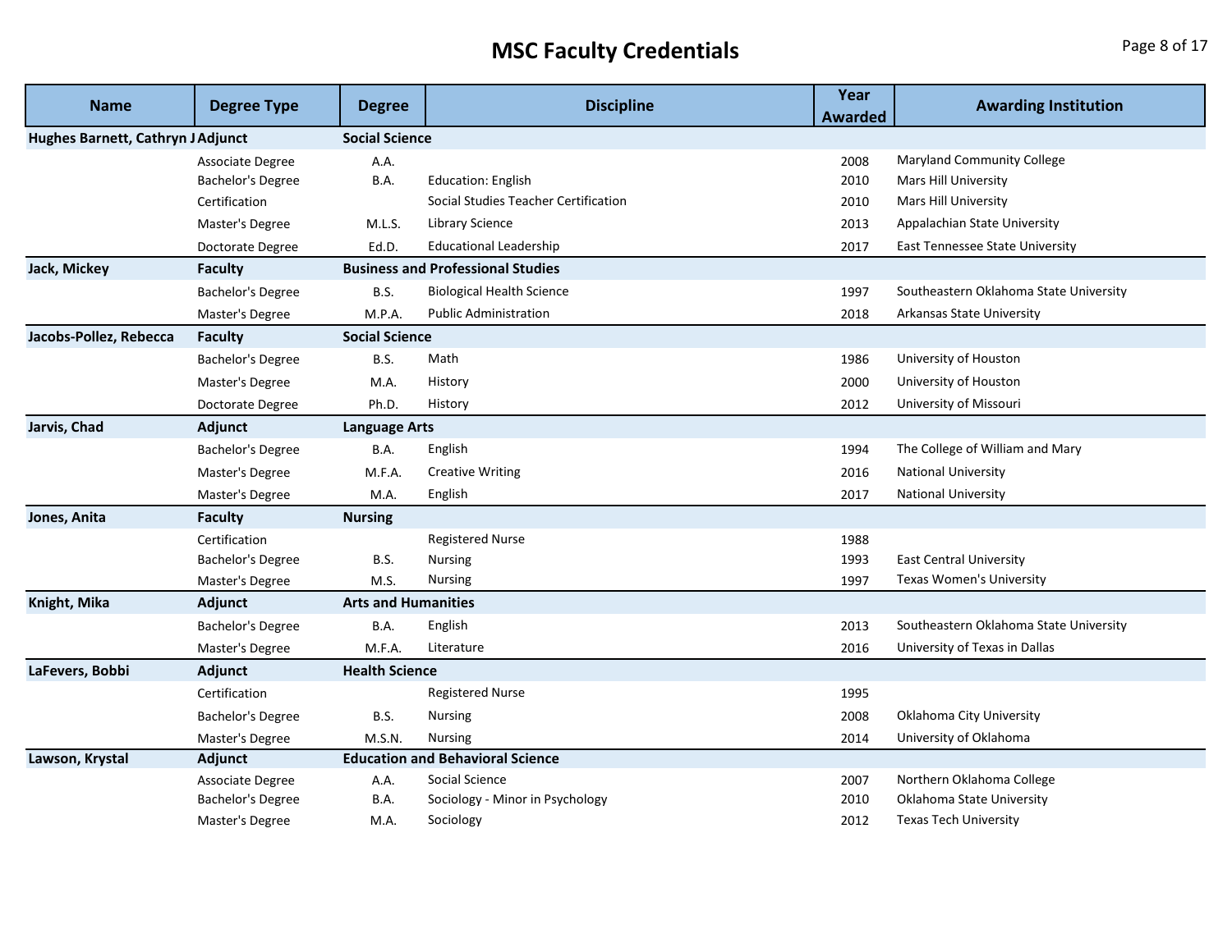# MSC Faculty Credentials

| Name | Degree Type | Degree | Discipline | Year Awarded | Awarding Institution |
|---|---|---|---|---|---|
| **Hughes Barnett, Cathryn J** | **Adjunct** | **Social Science** | | | |
| | Associate Degree | A.A. | | 2008 | Maryland Community College |
| | Bachelor's Degree | B.A. | Education: English | 2010 | Mars Hill University |
| | Certification | | Social Studies Teacher Certification | 2010 | Mars Hill University |
| | Master's Degree | M.L.S. | Library Science | 2013 | Appalachian State University |
| | Doctorate Degree | Ed.D. | Educational Leadership | 2017 | East Tennessee State University |
| **Jack, Mickey** | **Faculty** | **Business and Professional Studies** | | | |
| | Bachelor's Degree | B.S. | Biological Health Science | 1997 | Southeastern Oklahoma State University |
| | Master's Degree | M.P.A. | Public Administration | 2018 | Arkansas State University |
| **Jacobs-Pollez, Rebecca** | **Faculty** | **Social Science** | | | |
| | Bachelor's Degree | B.S. | Math | 1986 | University of Houston |
| | Master's Degree | M.A. | History | 2000 | University of Houston |
| | Doctorate Degree | Ph.D. | History | 2012 | University of Missouri |
| **Jarvis, Chad** | **Adjunct** | **Language Arts** | | | |
| | Bachelor's Degree | B.A. | English | 1994 | The College of William and Mary |
| | Master's Degree | M.F.A. | Creative Writing | 2016 | National University |
| | Master's Degree | M.A. | English | 2017 | National University |
| **Jones, Anita** | **Faculty** | **Nursing** | | | |
| | Certification | | Registered Nurse | 1988 | |
| | Bachelor's Degree | B.S. | Nursing | 1993 | East Central University |
| | Master's Degree | M.S. | Nursing | 1997 | Texas Women's University |
| **Knight, Mika** | **Adjunct** | **Arts and Humanities** | | | |
| | Bachelor's Degree | B.A. | English | 2013 | Southeastern Oklahoma State University |
| | Master's Degree | M.F.A. | Literature | 2016 | University of Texas in Dallas |
| **LaFevers, Bobbi** | **Adjunct** | **Health Science** | | | |
| | Certification | | Registered Nurse | 1995 | |
| | Bachelor's Degree | B.S. | Nursing | 2008 | Oklahoma City University |
| | Master's Degree | M.S.N. | Nursing | 2014 | University of Oklahoma |
| **Lawson, Krystal** | **Adjunct** | **Education and Behavioral Science** | | | |
| | Associate Degree | A.A. | Social Science | 2007 | Northern Oklahoma College |
| | Bachelor's Degree | B.A. | Sociology - Minor in Psychology | 2010 | Oklahoma State University |
| | Master's Degree | M.A. | Sociology | 2012 | Texas Tech University |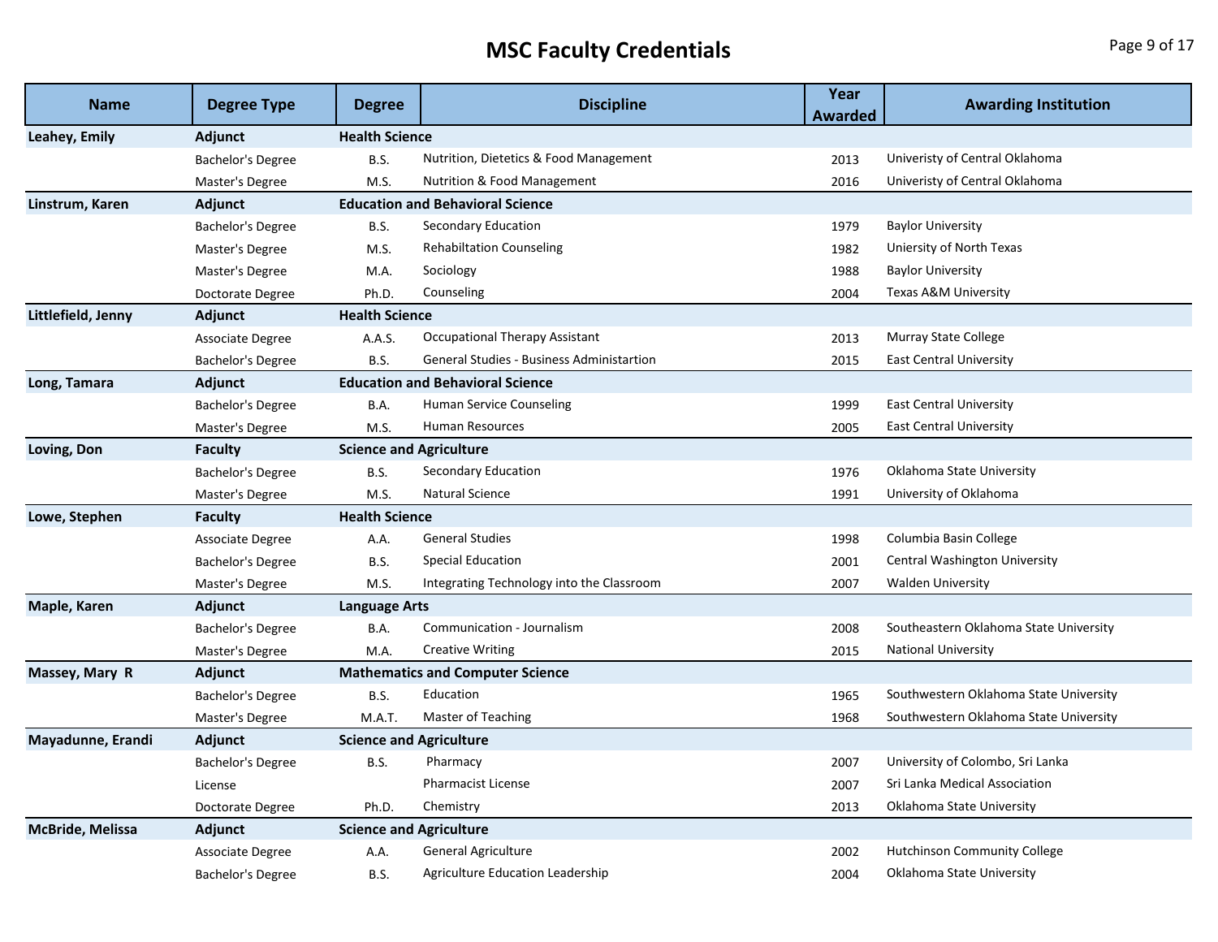# MSC Faculty Credentials

| Name | Degree Type | Degree | Discipline | Year Awarded | Awarding Institution |
|---|---|---|---|---|---|
| **Leahey, Emily** | **Adjunct** | **Health Science** | | | |
| | Bachelor's Degree | B.S. | Nutrition, Dietetics & Food Management | 2013 | Univeristy of Central Oklahoma |
| | Master's Degree | M.S. | Nutrition & Food Management | 2016 | Univeristy of Central Oklahoma |
| **Linstrum, Karen** | **Adjunct** | **Education and Behavioral Science** | | | |
| | Bachelor's Degree | B.S. | Secondary Education | 1979 | Baylor University |
| | Master's Degree | M.S. | Rehabiltation Counseling | 1982 | Uniersity of North Texas |
| | Master's Degree | M.A. | Sociology | 1988 | Baylor University |
| | Doctorate Degree | Ph.D. | Counseling | 2004 | Texas A&M University |
| **Littlefield, Jenny** | **Adjunct** | **Health Science** | | | |
| | Associate Degree | A.A.S. | Occupational Therapy Assistant | 2013 | Murray State College |
| | Bachelor's Degree | B.S. | General Studies - Business Administartion | 2015 | East Central University |
| **Long, Tamara** | **Adjunct** | **Education and Behavioral Science** | | | |
| | Bachelor's Degree | B.A. | Human Service Counseling | 1999 | East Central University |
| | Master's Degree | M.S. | Human Resources | 2005 | East Central University |
| **Loving, Don** | **Faculty** | **Science and Agriculture** | | | |
| | Bachelor's Degree | B.S. | Secondary Education | 1976 | Oklahoma State University |
| | Master's Degree | M.S. | Natural Science | 1991 | University of Oklahoma |
| **Lowe, Stephen** | **Faculty** | **Health Science** | | | |
| | Associate Degree | A.A. | General Studies | 1998 | Columbia Basin College |
| | Bachelor's Degree | B.S. | Special Education | 2001 | Central Washington University |
| | Master's Degree | M.S. | Integrating Technology into the Classroom | 2007 | Walden University |
| **Maple, Karen** | **Adjunct** | **Language Arts** | | | |
| | Bachelor's Degree | B.A. | Communication - Journalism | 2008 | Southeastern Oklahoma State University |
| | Master's Degree | M.A. | Creative Writing | 2015 | National University |
| **Massey, Mary R** | **Adjunct** | **Mathematics and Computer Science** | | | |
| | Bachelor's Degree | B.S. | Education | 1965 | Southwestern Oklahoma State University |
| | Master's Degree | M.A.T. | Master of Teaching | 1968 | Southwestern Oklahoma State University |
| **Mayadunne, Erandi** | **Adjunct** | **Science and Agriculture** | | | |
| | Bachelor's Degree | B.S. | Pharmacy | 2007 | University of Colombo, Sri Lanka |
| | License | | Pharmacist License | 2007 | Sri Lanka Medical Association |
| | Doctorate Degree | Ph.D. | Chemistry | 2013 | Oklahoma State University |
| **McBride, Melissa** | **Adjunct** | **Science and Agriculture** | | | |
| | Associate Degree | A.A. | General Agriculture | 2002 | Hutchinson Community College |
| | Bachelor's Degree | B.S. | Agriculture Education Leadership | 2004 | Oklahoma State University |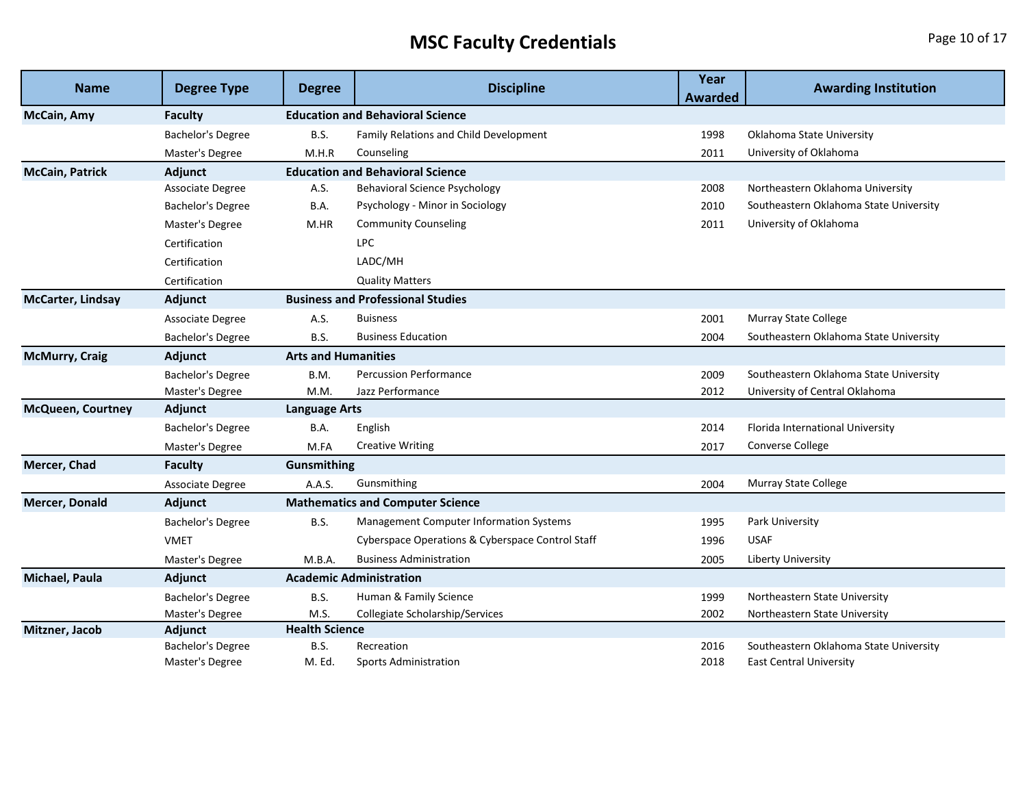# MSC Faculty Credentials

| Name | Degree Type | Degree | Discipline | Year Awarded | Awarding Institution |
|---|---|---|---|---|---|
| **McCain, Amy** | **Faculty** | **Education and Behavioral Science** | | | |
| | Bachelor's Degree | B.S. | Family Relations and Child Development | 1998 | Oklahoma State University |
| | Master's Degree | M.H.R | Counseling | 2011 | University of Oklahoma |
| **McCain, Patrick** | **Adjunct** | **Education and Behavioral Science** | | | |
| | Associate Degree | A.S. | Behavioral Science Psychology | 2008 | Northeastern Oklahoma University |
| | Bachelor's Degree | B.A. | Psychology - Minor in Sociology | 2010 | Southeastern Oklahoma State University |
| | Master's Degree | M.HR | Community Counseling | 2011 | University of Oklahoma |
| | Certification | | LPC | | |
| | Certification | | LADC/MH | | |
| | Certification | | Quality Matters | | |
| **McCarter, Lindsay** | **Adjunct** | **Business and Professional Studies** | | | |
| | Associate Degree | A.S. | Buisness | 2001 | Murray State College |
| | Bachelor's Degree | B.S. | Business Education | 2004 | Southeastern Oklahoma State University |
| **McMurry, Craig** | **Adjunct** | **Arts and Humanities** | | | |
| | Bachelor's Degree | B.M. | Percussion Performance | 2009 | Southeastern Oklahoma State University |
| | Master's Degree | M.M. | Jazz Performance | 2012 | University of Central Oklahoma |
| **McQueen, Courtney** | **Adjunct** | **Language Arts** | | | |
| | Bachelor's Degree | B.A. | English | 2014 | Florida International University |
| | Master's Degree | M.FA | Creative Writing | 2017 | Converse College |
| **Mercer, Chad** | **Faculty** | **Gunsmithing** | | | |
| | Associate Degree | A.A.S. | Gunsmithing | 2004 | Murray State College |
| **Mercer, Donald** | **Adjunct** | **Mathematics and Computer Science** | | | |
| | Bachelor's Degree | B.S. | Management Computer Information Systems | 1995 | Park University |
| | VMET | | Cyberspace Operations & Cyberspace Control Staff | 1996 | USAF |
| | Master's Degree | M.B.A. | Business Administration | 2005 | Liberty University |
| **Michael, Paula** | **Adjunct** | **Academic Administration** | | | |
| | Bachelor's Degree | B.S. | Human & Family Science | 1999 | Northeastern State University |
| | Master's Degree | M.S. | Collegiate Scholarship/Services | 2002 | Northeastern State University |
| **Mitzner, Jacob** | **Adjunct** | **Health Science** | | | |
| | Bachelor's Degree | B.S. | Recreation | 2016 | Southeastern Oklahoma State University |
| | Master's Degree | M. Ed. | Sports Administration | 2018 | East Central University |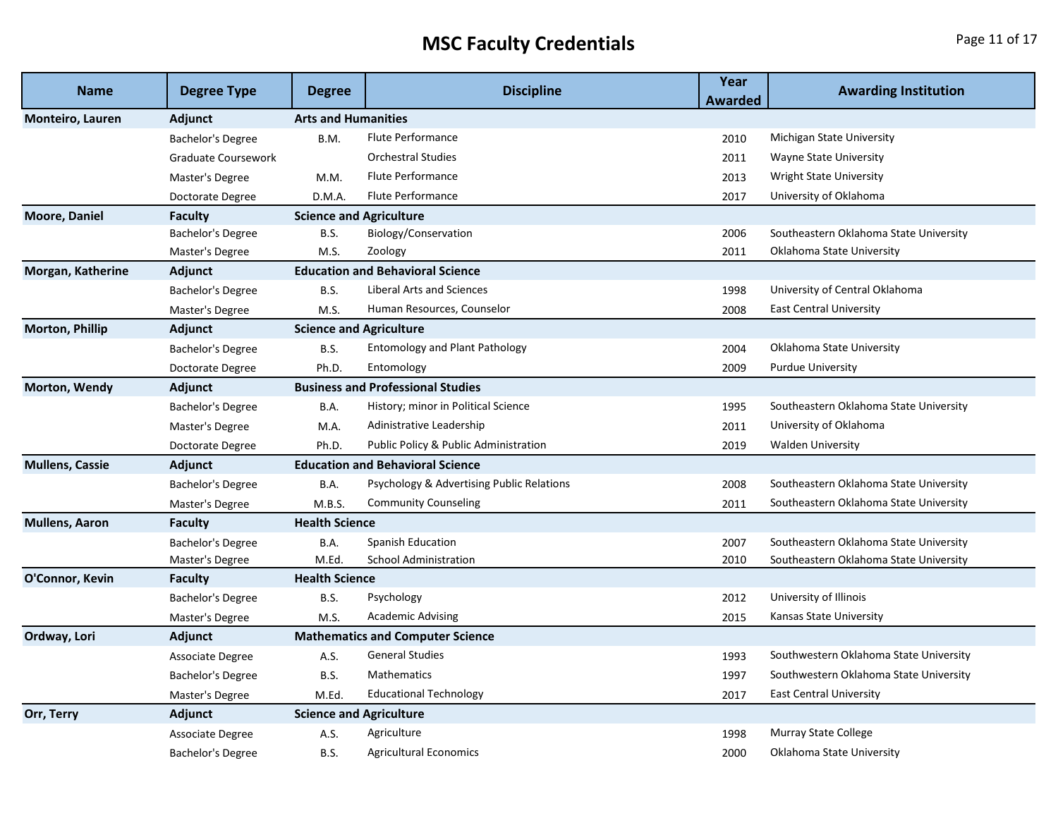# MSC Faculty Credentials

| Name | Degree Type | Degree | Discipline | Year Awarded | Awarding Institution |
|---|---|---|---|---|---|
| **Monteiro, Lauren** | **Adjunct** | **Arts and Humanities** | | | |
| | Bachelor's Degree | B.M. | Flute Performance | 2010 | Michigan State University |
| | Graduate Coursework | | Orchestral Studies | 2011 | Wayne State University |
| | Master's Degree | M.M. | Flute Performance | 2013 | Wright State University |
| | Doctorate Degree | D.M.A. | Flute Performance | 2017 | University of Oklahoma |
| **Moore, Daniel** | **Faculty** | **Science and Agriculture** | | | |
| | Bachelor's Degree | B.S. | Biology/Conservation | 2006 | Southeastern Oklahoma State University |
| | Master's Degree | M.S. | Zoology | 2011 | Oklahoma State University |
| **Morgan, Katherine** | **Adjunct** | **Education and Behavioral Science** | | | |
| | Bachelor's Degree | B.S. | Liberal Arts and Sciences | 1998 | University of Central Oklahoma |
| | Master's Degree | M.S. | Human Resources, Counselor | 2008 | East Central University |
| **Morton, Phillip** | **Adjunct** | **Science and Agriculture** | | | |
| | Bachelor's Degree | B.S. | Entomology and Plant Pathology | 2004 | Oklahoma State University |
| | Doctorate Degree | Ph.D. | Entomology | 2009 | Purdue University |
| **Morton, Wendy** | **Adjunct** | **Business and Professional Studies** | | | |
| | Bachelor's Degree | B.A. | History; minor in Political Science | 1995 | Southeastern Oklahoma State University |
| | Master's Degree | M.A. | Adinistrative Leadership | 2011 | University of Oklahoma |
| | Doctorate Degree | Ph.D. | Public Policy & Public Administration | 2019 | Walden University |
| **Mullens, Cassie** | **Adjunct** | **Education and Behavioral Science** | | | |
| | Bachelor's Degree | B.A. | Psychology & Advertising Public Relations | 2008 | Southeastern Oklahoma State University |
| | Master's Degree | M.B.S. | Community Counseling | 2011 | Southeastern Oklahoma State University |
| **Mullens, Aaron** | **Faculty** | **Health Science** | | | |
| | Bachelor's Degree | B.A. | Spanish Education | 2007 | Southeastern Oklahoma State University |
| | Master's Degree | M.Ed. | School Administration | 2010 | Southeastern Oklahoma State University |
| **O'Connor, Kevin** | **Faculty** | **Health Science** | | | |
| | Bachelor's Degree | B.S. | Psychology | 2012 | University of Illinois |
| | Master's Degree | M.S. | Academic Advising | 2015 | Kansas State University |
| **Ordway, Lori** | **Adjunct** | **Mathematics and Computer Science** | | | |
| | Associate Degree | A.S. | General Studies | 1993 | Southwestern Oklahoma State University |
| | Bachelor's Degree | B.S. | Mathematics | 1997 | Southwestern Oklahoma State University |
| | Master's Degree | M.Ed. | Educational Technology | 2017 | East Central University |
| **Orr, Terry** | **Adjunct** | **Science and Agriculture** | | | |
| | Associate Degree | A.S. | Agriculture | 1998 | Murray State College |
| | Bachelor's Degree | B.S. | Agricultural Economics | 2000 | Oklahoma State University |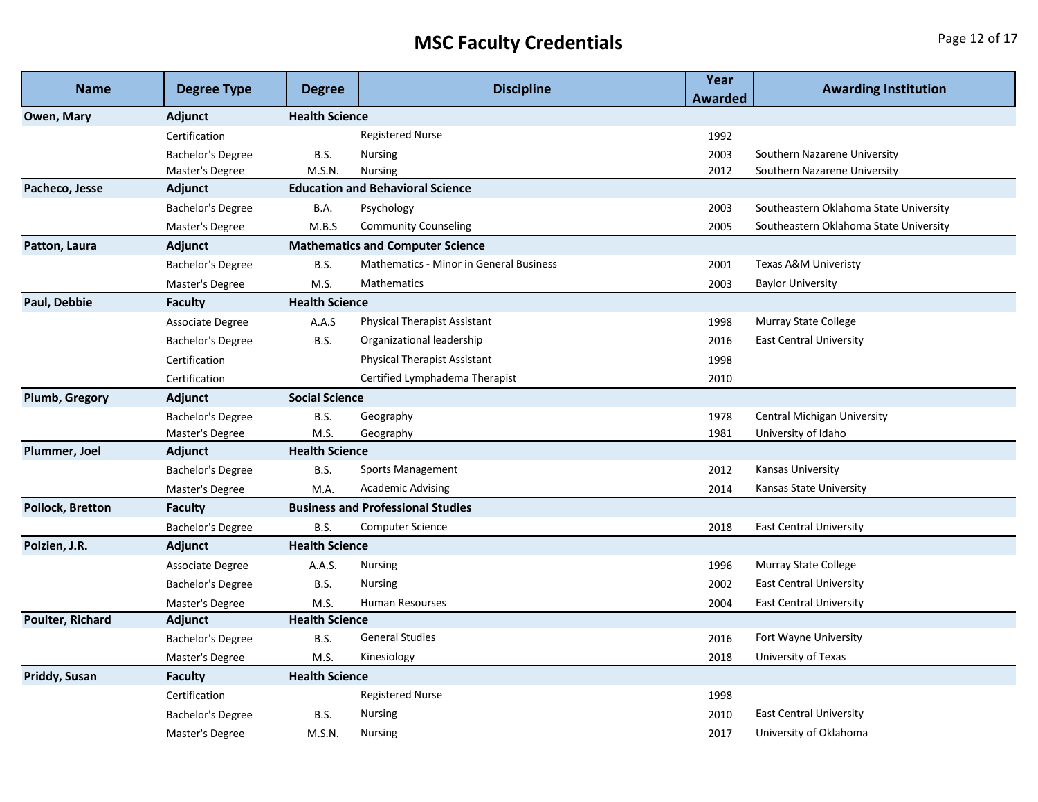# MSC Faculty Credentials

| Name | Degree Type | Degree | Discipline | Year Awarded | Awarding Institution |
|---|---|---|---|---|---|
| **Owen, Mary** | **Adjunct** | **Health Science** | | | |
| | Certification | | Registered Nurse | 1992 | |
| | Bachelor's Degree | B.S. | Nursing | 2003 | Southern Nazarene University |
| | Master's Degree | M.S.N. | Nursing | 2012 | Southern Nazarene University |
| **Pacheco, Jesse** | **Adjunct** | **Education and Behavioral Science** | | | |
| | Bachelor's Degree | B.A. | Psychology | 2003 | Southeastern Oklahoma State University |
| | Master's Degree | M.B.S | Community Counseling | 2005 | Southeastern Oklahoma State University |
| **Patton, Laura** | **Adjunct** | **Mathematics and Computer Science** | | | |
| | Bachelor's Degree | B.S. | Mathematics - Minor in General Business | 2001 | Texas A&M Univeristy |
| | Master's Degree | M.S. | Mathematics | 2003 | Baylor University |
| **Paul, Debbie** | **Faculty** | **Health Science** | | | |
| | Associate Degree | A.A.S | Physical Therapist Assistant | 1998 | Murray State College |
| | Bachelor's Degree | B.S. | Organizational leadership | 2016 | East Central University |
| | Certification | | Physical Therapist Assistant | 1998 | |
| | Certification | | Certified Lymphadema Therapist | 2010 | |
| **Plumb, Gregory** | **Adjunct** | **Social Science** | | | |
| | Bachelor's Degree | B.S. | Geography | 1978 | Central Michigan University |
| | Master's Degree | M.S. | Geography | 1981 | University of Idaho |
| **Plummer, Joel** | **Adjunct** | **Health Science** | | | |
| | Bachelor's Degree | B.S. | Sports Management | 2012 | Kansas University |
| | Master's Degree | M.A. | Academic Advising | 2014 | Kansas State University |
| **Pollock, Bretton** | **Faculty** | **Business and Professional Studies** | | | |
| | Bachelor's Degree | B.S. | Computer Science | 2018 | East Central University |
| **Polzien, J.R.** | **Adjunct** | **Health Science** | | | |
| | Associate Degree | A.A.S. | Nursing | 1996 | Murray State College |
| | Bachelor's Degree | B.S. | Nursing | 2002 | East Central University |
| | Master's Degree | M.S. | Human Resourses | 2004 | East Central University |
| **Poulter, Richard** | **Adjunct** | **Health Science** | | | |
| | Bachelor's Degree | B.S. | General Studies | 2016 | Fort Wayne University |
| | Master's Degree | M.S. | Kinesiology | 2018 | University of Texas |
| **Priddy, Susan** | **Faculty** | **Health Science** | | | |
| | Certification | | Registered Nurse | 1998 | |
| | Bachelor's Degree | B.S. | Nursing | 2010 | East Central University |
| | Master's Degree | M.S.N. | Nursing | 2017 | University of Oklahoma |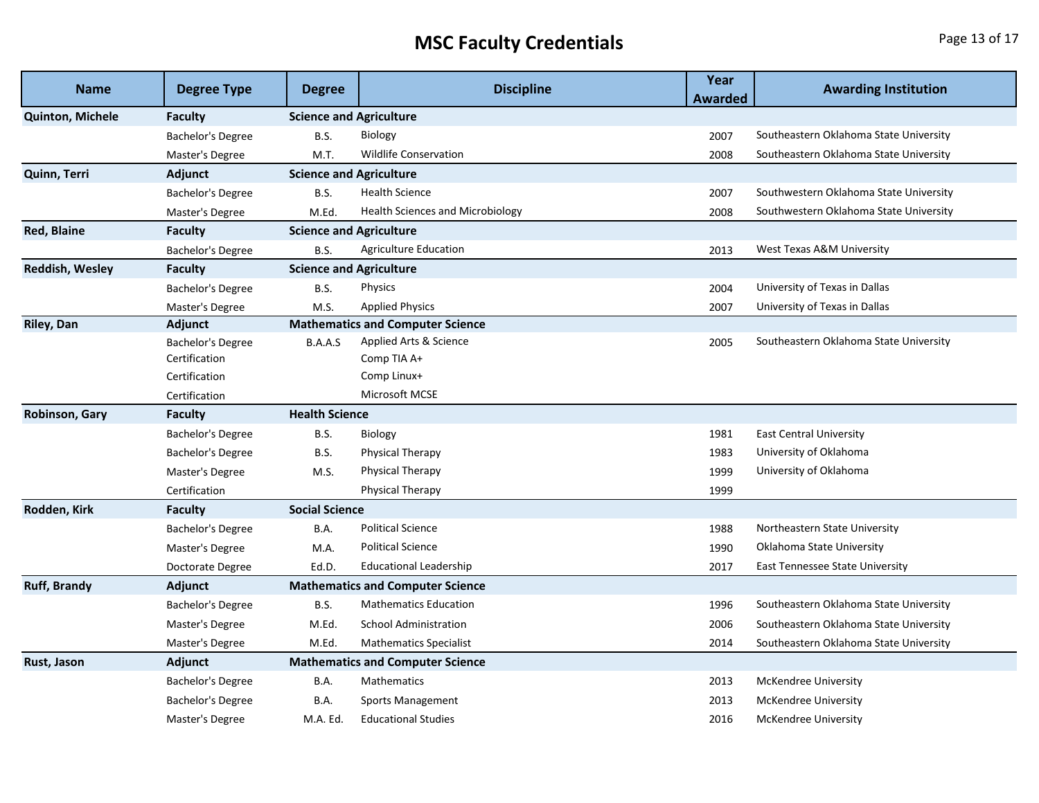# MSC Faculty Credentials

| Name | Degree Type | Degree | Discipline | Year Awarded | Awarding Institution |
|---|---|---|---|---|---|
| **Quinton, Michele** | **Faculty** | **Science and Agriculture** | | | |
| | Bachelor's Degree | B.S. | Biology | 2007 | Southeastern Oklahoma State University |
| | Master's Degree | M.T. | Wildlife Conservation | 2008 | Southeastern Oklahoma State University |
| **Quinn, Terri** | **Adjunct** | **Science and Agriculture** | | | |
| | Bachelor's Degree | B.S. | Health Science | 2007 | Southwestern Oklahoma State University |
| | Master's Degree | M.Ed. | Health Sciences and Microbiology | 2008 | Southwestern Oklahoma State University |
| **Red, Blaine** | **Faculty** | **Science and Agriculture** | | | |
| | Bachelor's Degree | B.S. | Agriculture Education | 2013 | West Texas A&M University |
| **Reddish, Wesley** | **Faculty** | **Science and Agriculture** | | | |
| | Bachelor's Degree | B.S. | Physics | 2004 | University of Texas in Dallas |
| | Master's Degree | M.S. | Applied Physics | 2007 | University of Texas in Dallas |
| **Riley, Dan** | **Adjunct** | **Mathematics and Computer Science** | | | |
| | Bachelor's Degree | B.A.A.S | Applied Arts & Science | 2005 | Southeastern Oklahoma State University |
| | Certification | | Comp TIA A+ | | |
| | Certification | | Comp Linux+ | | |
| | Certification | | Microsoft MCSE | | |
| **Robinson, Gary** | **Faculty** | **Health Science** | | | |
| | Bachelor's Degree | B.S. | Biology | 1981 | East Central University |
| | Bachelor's Degree | B.S. | Physical Therapy | 1983 | University of Oklahoma |
| | Master's Degree | M.S. | Physical Therapy | 1999 | University of Oklahoma |
| | Certification | | Physical Therapy | 1999 | |
| **Rodden, Kirk** | **Faculty** | **Social Science** | | | |
| | Bachelor's Degree | B.A. | Political Science | 1988 | Northeastern State University |
| | Master's Degree | M.A. | Political Science | 1990 | Oklahoma State University |
| | Doctorate Degree | Ed.D. | Educational Leadership | 2017 | East Tennessee State University |
| **Ruff, Brandy** | **Adjunct** | **Mathematics and Computer Science** | | | |
| | Bachelor's Degree | B.S. | Mathematics Education | 1996 | Southeastern Oklahoma State University |
| | Master's Degree | M.Ed. | School Administration | 2006 | Southeastern Oklahoma State University |
| | Master's Degree | M.Ed. | Mathematics Specialist | 2014 | Southeastern Oklahoma State University |
| **Rust, Jason** | **Adjunct** | **Mathematics and Computer Science** | | | |
| | Bachelor's Degree | B.A. | Mathematics | 2013 | McKendree University |
| | Bachelor's Degree | B.A. | Sports Management | 2013 | McKendree University |
| | Master's Degree | M.A. Ed. | Educational Studies | 2016 | McKendree University |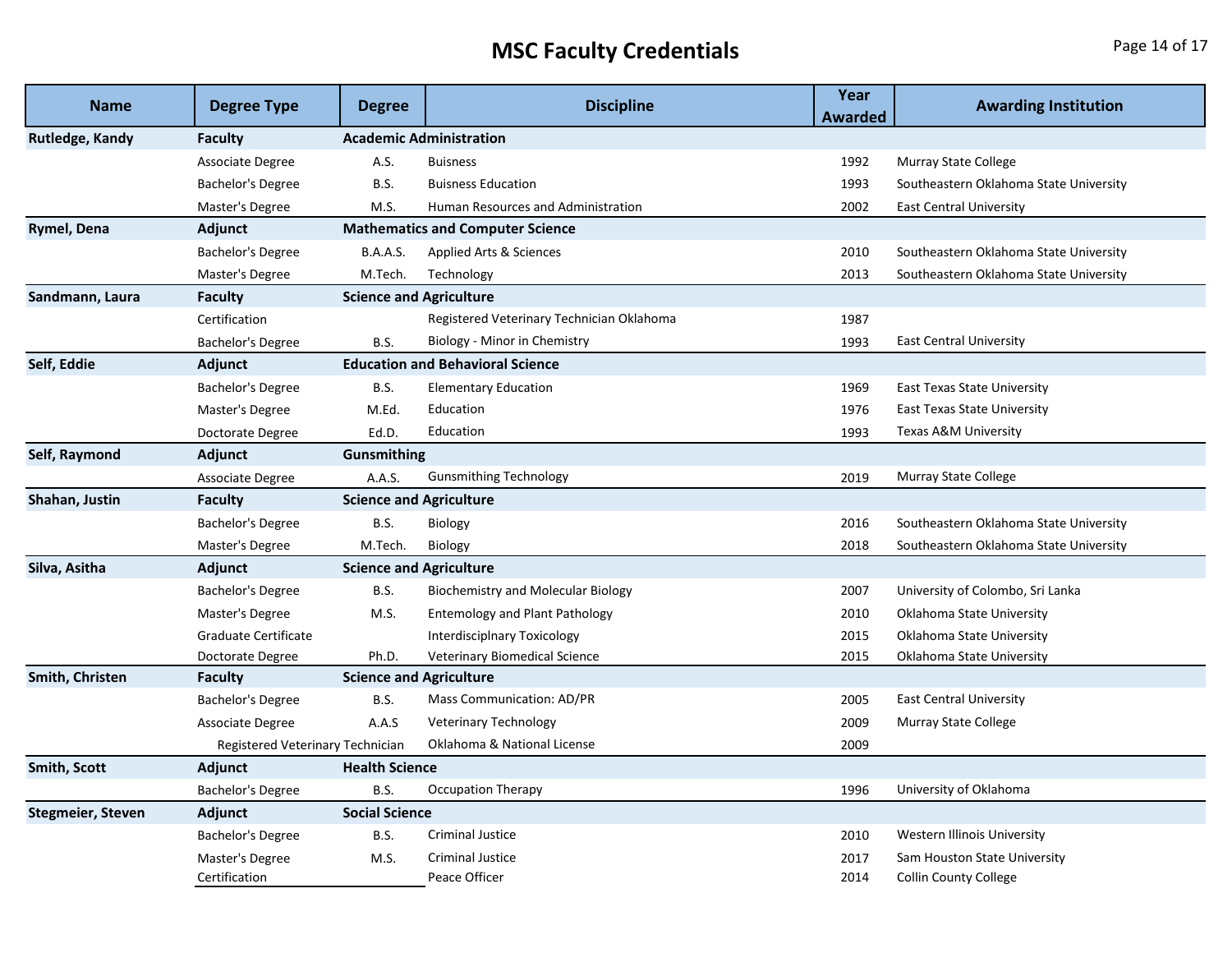# MSC Faculty Credentials

| Name | Degree Type | Degree | Discipline | Year Awarded | Awarding Institution |
|---|---|---|---|---|---|
| **Rutledge, Kandy** | **Faculty** | **Academic Administration** | | | |
| | Associate Degree | A.S. | Buisness | 1992 | Murray State College |
| | Bachelor's Degree | B.S. | Buisness Education | 1993 | Southeastern Oklahoma State University |
| | Master's Degree | M.S. | Human Resources and Administration | 2002 | East Central University |
| **Rymel, Dena** | **Adjunct** | **Mathematics and Computer Science** | | | |
| | Bachelor's Degree | B.A.A.S. | Applied Arts & Sciences | 2010 | Southeastern Oklahoma State University |
| | Master's Degree | M.Tech. | Technology | 2013 | Southeastern Oklahoma State University |
| **Sandmann, Laura** | **Faculty** | **Science and Agriculture** | | | |
| | Certification | | Registered Veterinary Technician Oklahoma | 1987 | |
| | Bachelor's Degree | B.S. | Biology - Minor in Chemistry | 1993 | East Central University |
| **Self, Eddie** | **Adjunct** | **Education and Behavioral Science** | | | |
| | Bachelor's Degree | B.S. | Elementary Education | 1969 | East Texas State University |
| | Master's Degree | M.Ed. | Education | 1976 | East Texas State University |
| | Doctorate Degree | Ed.D. | Education | 1993 | Texas A&M University |
| **Self, Raymond** | **Adjunct** | **Gunsmithing** | | | |
| | Associate Degree | A.A.S. | Gunsmithing Technology | 2019 | Murray State College |
| **Shahan, Justin** | **Faculty** | **Science and Agriculture** | | | |
| | Bachelor's Degree | B.S. | Biology | 2016 | Southeastern Oklahoma State University |
| | Master's Degree | M.Tech. | Biology | 2018 | Southeastern Oklahoma State University |
| **Silva, Asitha** | **Adjunct** | **Science and Agriculture** | | | |
| | Bachelor's Degree | B.S. | Biochemistry and Molecular Biology | 2007 | University of Colombo, Sri Lanka |
| | Master's Degree | M.S. | Entemology and Plant Pathology | 2010 | Oklahoma State University |
| | Graduate Certificate | | Interdisciplnary Toxicology | 2015 | Oklahoma State University |
| | Doctorate Degree | Ph.D. | Veterinary Biomedical Science | 2015 | Oklahoma State University |
| **Smith, Christen** | **Faculty** | **Science and Agriculture** | | | |
| | Bachelor's Degree | B.S. | Mass Communication: AD/PR | 2005 | East Central University |
| | Associate Degree | A.A.S | Veterinary Technology | 2009 | Murray State College |
| | Registered Veterinary Technician | | Oklahoma & National License | 2009 | |
| **Smith, Scott** | **Adjunct** | **Health Science** | | | |
| | Bachelor's Degree | B.S. | Occupation Therapy | 1996 | University of Oklahoma |
| **Stegmeier, Steven** | **Adjunct** | **Social Science** | | | |
| | Bachelor's Degree | B.S. | Criminal Justice | 2010 | Western Illinois University |
| | Master's Degree | M.S. | Criminal Justice | 2017 | Sam Houston State University |
| | Certification | | Peace Officer | 2014 | Collin County College |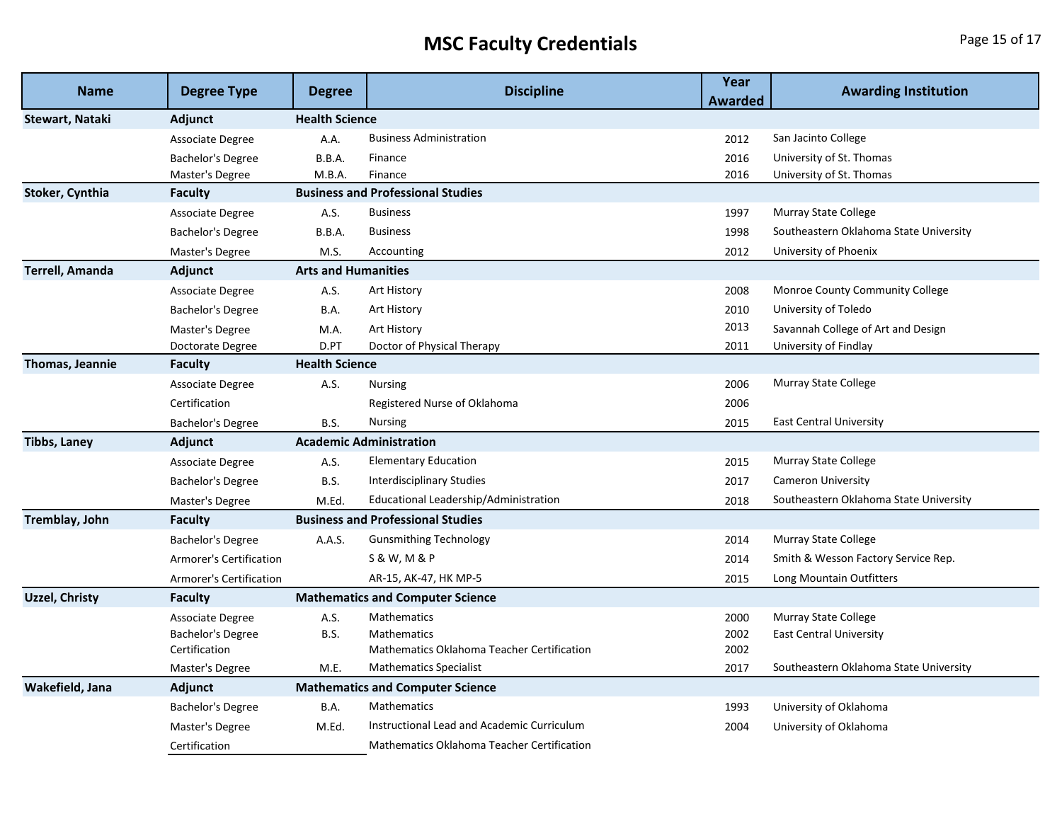# MSC Faculty Credentials

| Name | Degree Type | Degree | Discipline | Year Awarded | Awarding Institution |
|---|---|---|---|---|---|
| **Stewart, Nataki** | **Adjunct** | **Health Science** | | | |
| | Associate Degree | A.A. | Business Administration | 2012 | San Jacinto College |
| | Bachelor's Degree | B.B.A. | Finance | 2016 | University of St. Thomas |
| | Master's Degree | M.B.A. | Finance | 2016 | University of St. Thomas |
| **Stoker, Cynthia** | **Faculty** | **Business and Professional Studies** | | | |
| | Associate Degree | A.S. | Business | 1997 | Murray State College |
| | Bachelor's Degree | B.B.A. | Business | 1998 | Southeastern Oklahoma State University |
| | Master's Degree | M.S. | Accounting | 2012 | University of Phoenix |
| **Terrell, Amanda** | **Adjunct** | **Arts and Humanities** | | | |
| | Associate Degree | A.S. | Art History | 2008 | Monroe County Community College |
| | Bachelor's Degree | B.A. | Art History | 2010 | University of Toledo |
| | Master's Degree | M.A. | Art History | 2013 | Savannah College of Art and Design |
| | Doctorate Degree | D.PT | Doctor of Physical Therapy | 2011 | University of Findlay |
| **Thomas, Jeannie** | **Faculty** | **Health Science** | | | |
| | Associate Degree | A.S. | Nursing | 2006 | Murray State College |
| | Certification | | Registered Nurse of Oklahoma | 2006 | |
| | Bachelor's Degree | B.S. | Nursing | 2015 | East Central University |
| **Tibbs, Laney** | **Adjunct** | **Academic Administration** | | | |
| | Associate Degree | A.S. | Elementary Education | 2015 | Murray State College |
| | Bachelor's Degree | B.S. | Interdisciplinary Studies | 2017 | Cameron University |
| | Master's Degree | M.Ed. | Educational Leadership/Administration | 2018 | Southeastern Oklahoma State University |
| **Tremblay, John** | **Faculty** | **Business and Professional Studies** | | | |
| | Bachelor's Degree | A.A.S. | Gunsmithing Technology | 2014 | Murray State College |
| | Armorer's Certification | | S & W, M & P | 2014 | Smith & Wesson Factory Service Rep. |
| | Armorer's Certification | | AR-15, AK-47, HK MP-5 | 2015 | Long Mountain Outfitters |
| **Uzzel, Christy** | **Faculty** | **Mathematics and Computer Science** | | | |
| | Associate Degree | A.S. | Mathematics | 2000 | Murray State College |
| | Bachelor's Degree | B.S. | Mathematics | 2002 | East Central University |
| | Certification | | Mathematics Oklahoma Teacher Certification | 2002 | |
| | Master's Degree | M.E. | Mathematics Specialist | 2017 | Southeastern Oklahoma State University |
| **Wakefield, Jana** | **Adjunct** | **Mathematics and Computer Science** | | | |
| | Bachelor's Degree | B.A. | Mathematics | 1993 | University of Oklahoma |
| | Master's Degree | M.Ed. | Instructional Lead and Academic Curriculum | 2004 | University of Oklahoma |
| | Certification | | Mathematics Oklahoma Teacher Certification | | |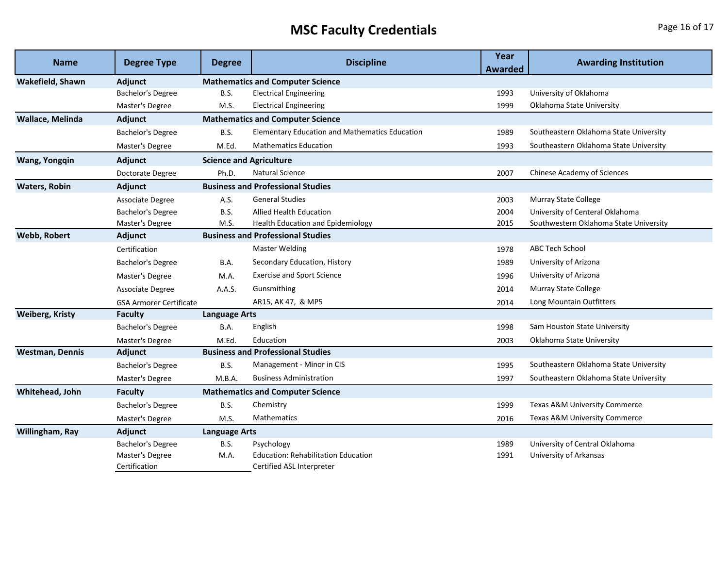# MSC Faculty Credentials

| Name | Degree Type | Degree | Discipline | Year Awarded | Awarding Institution |
|---|---|---|---|---|---|
| **Wakefield, Shawn** | **Adjunct** | **Mathematics and Computer Science** | | | |
| | Bachelor's Degree | B.S. | Electrical Engineering | 1993 | University of Oklahoma |
| | Master's Degree | M.S. | Electrical Engineering | 1999 | Oklahoma State University |
| **Wallace, Melinda** | **Adjunct** | **Mathematics and Computer Science** | | | |
| | Bachelor's Degree | B.S. | Elementary Education and Mathematics Education | 1989 | Southeastern Oklahoma State University |
| | Master's Degree | M.Ed. | Mathematics Education | 1993 | Southeastern Oklahoma State University |
| **Wang, Yongqin** | **Adjunct** | **Science and Agriculture** | | | |
| | Doctorate Degree | Ph.D. | Natural Science | 2007 | Chinese Academy of Sciences |
| **Waters, Robin** | **Adjunct** | **Business and Professional Studies** | | | |
| | Associate Degree | A.S. | General Studies | 2003 | Murray State College |
| | Bachelor's Degree | B.S. | Allied Health Education | 2004 | University of Centeral Oklahoma |
| | Master's Degree | M.S. | Health Education and Epidemiology | 2015 | Southwestern Oklahoma State University |
| **Webb, Robert** | **Adjunct** | **Business and Professional Studies** | | | |
| | Certification | | Master Welding | 1978 | ABC Tech School |
| | Bachelor's Degree | B.A. | Secondary Education, History | 1989 | University of Arizona |
| | Master's Degree | M.A. | Exercise and Sport Science | 1996 | University of Arizona |
| | Associate Degree | A.A.S. | Gunsmithing | 2014 | Murray State College |
| | GSA Armorer Certificate | | AR15, AK 47, & MP5 | 2014 | Long Mountain Outfitters |
| **Weiberg, Kristy** | **Faculty** | **Language Arts** | | | |
| | Bachelor's Degree | B.A. | English | 1998 | Sam Houston State University |
| | Master's Degree | M.Ed. | Education | 2003 | Oklahoma State University |
| **Westman, Dennis** | **Adjunct** | **Business and Professional Studies** | | | |
| | Bachelor's Degree | B.S. | Management - Minor in CIS | 1995 | Southeastern Oklahoma State University |
| | Master's Degree | M.B.A. | Business Administration | 1997 | Southeastern Oklahoma State University |
| **Whitehead, John** | **Faculty** | **Mathematics and Computer Science** | | | |
| | Bachelor's Degree | B.S. | Chemistry | 1999 | Texas A&M University Commerce |
| | Master's Degree | M.S. | Mathematics | 2016 | Texas A&M University Commerce |
| **Willingham, Ray** | **Adjunct** | **Language Arts** | | | |
| | Bachelor's Degree | B.S. | Psychology | 1989 | University of Central Oklahoma |
| | Master's Degree | M.A. | Education: Rehabilitation Education | 1991 | University of Arkansas |
| | Certification | | Certified ASL Interpreter | | |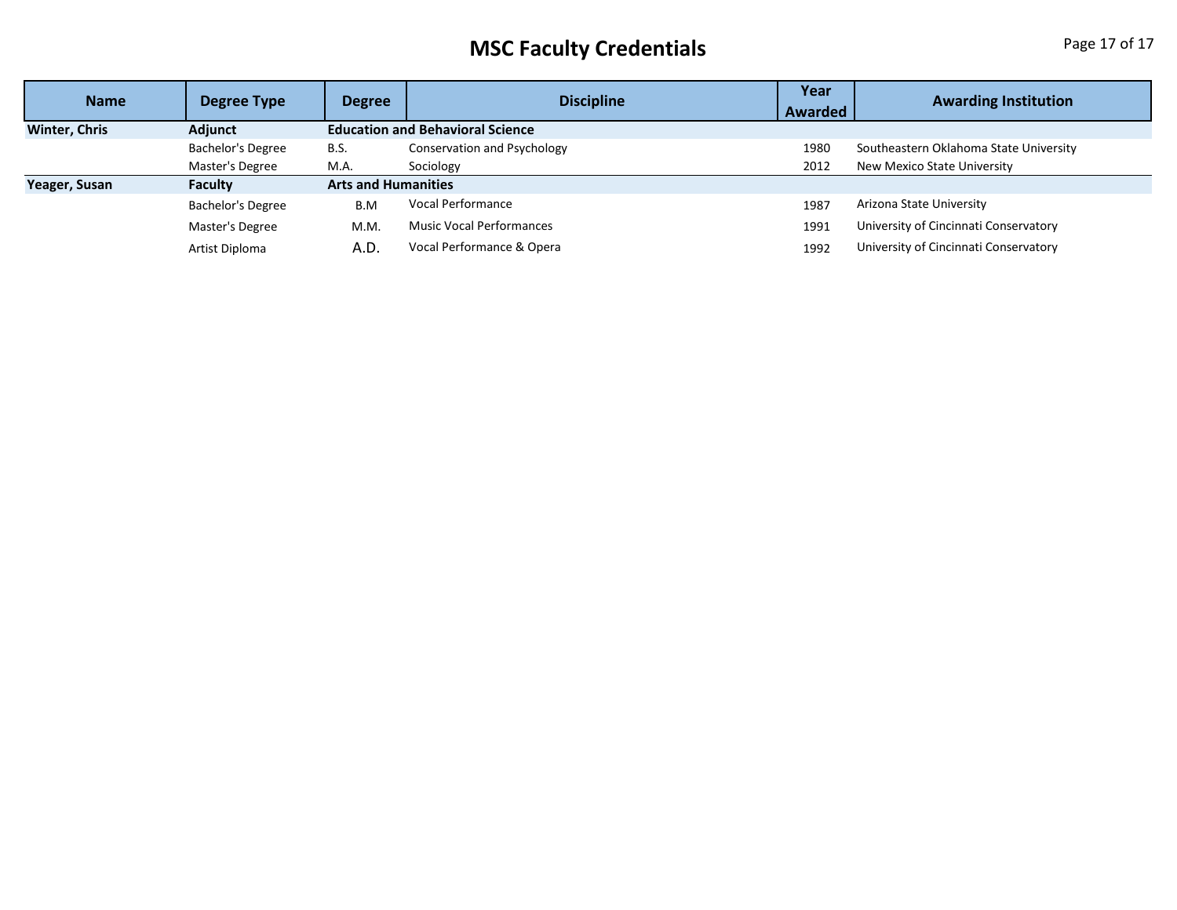# MSC Faculty Credentials

| Name | Degree Type | Degree | Discipline | Year Awarded | Awarding Institution |
|---|---|---|---|---|---|
| **Winter, Chris** | **Adjunct** | **Education and Behavioral Science** | | | |
| | Bachelor's Degree | B.S. | Conservation and Psychology | 1980 | Southeastern Oklahoma State University |
| | Master's Degree | M.A. | Sociology | 2012 | New Mexico State University |
| **Yeager, Susan** | **Faculty** | **Arts and Humanities** | | | |
| | Bachelor's Degree | B.M | Vocal Performance | 1987 | Arizona State University |
| | Master's Degree | M.M. | Music Vocal Performances | 1991 | University of Cincinnati Conservatory |
| | Artist Diploma | A.D. | Vocal Performance & Opera | 1992 | University of Cincinnati Conservatory |